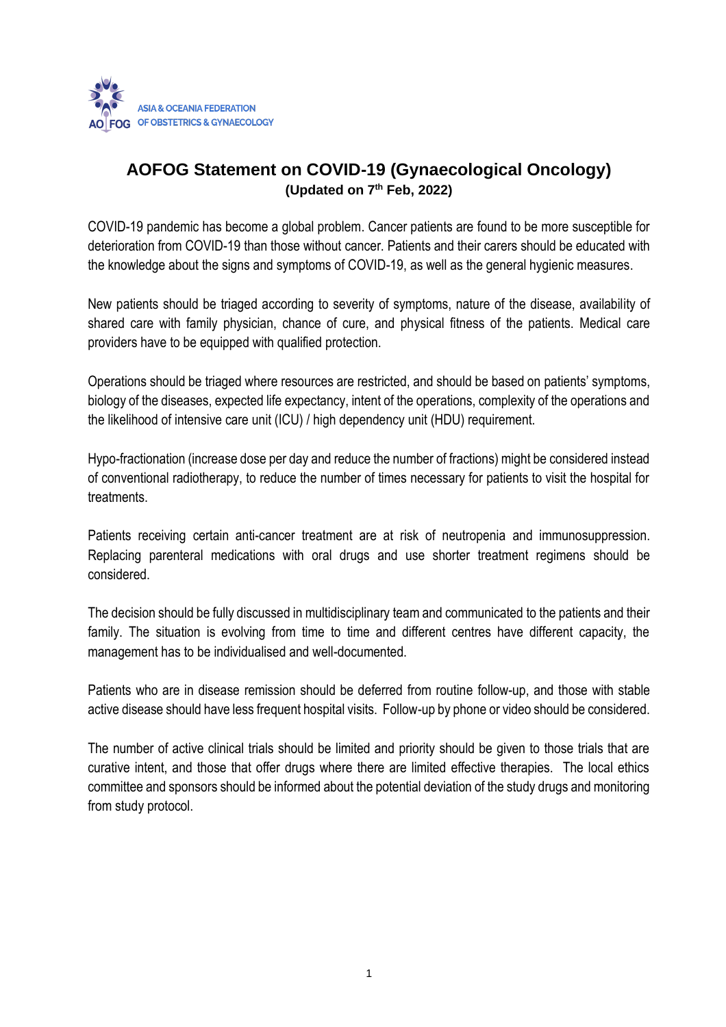ASIA & OCEANIA FEDERATION OF OBSTETRICS & GYNAECOLOGY

# AOFOG Statement on COVID-19 (Gynaecological Oncology)

**(Updated on 7th Feb, 2022)**

COVID-19 pandemic has become a global problem. Cancer patients are found to be more susceptible for deterioration from COVID-19 than those without cancer. Patients and their carers should be educated with the knowledge about the signs and symptoms of COVID-19, as well as the general hygienic measures.

New patients should be triaged according to severity of symptoms, nature of the disease, availability of shared care with family physician, chance of cure, and physical fitness of the patients. Medical care providers have to be equipped with qualified protection.

Operations should be triaged where resources are restricted, and should be based on patients' symptoms, biology of the diseases, expected life expectancy, intent of the operations, complexity of the operations and the likelihood of intensive care unit (ICU) / high dependency unit (HDU) requirement.

Hypo-fractionation (increase dose per day and reduce the number of fractions) might be considered instead of conventional radiotherapy, to reduce the number of times necessary for patients to visit the hospital for treatments.

Patients receiving certain anti-cancer treatment are at risk of neutropenia and immunosuppression. Replacing parenteral medications with oral drugs and use shorter treatment regimens should be considered.

The decision should be fully discussed in multidisciplinary team and communicated to the patients and their family. The situation is evolving from time to time and different centres have different capacity, the management has to be individualised and well-documented.

Patients who are in disease remission should be deferred from routine follow-up, and those with stable active disease should have less frequent hospital visits. Follow-up by phone or video should be considered.

The number of active clinical trials should be limited and priority should be given to those trials that are curative intent, and those that offer drugs where there are limited effective therapies. The local ethics committee and sponsors should be informed about the potential deviation of the study drugs and monitoring from study protocol.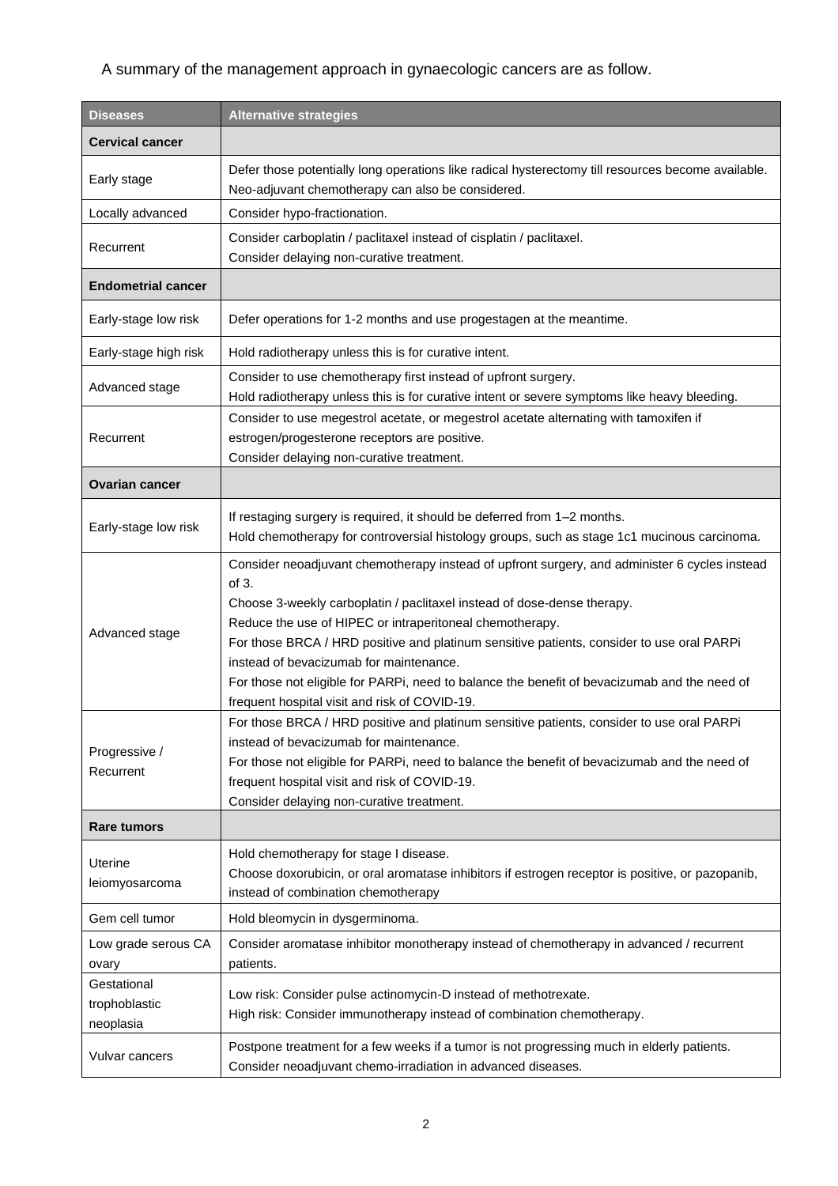A summary of the management approach in gynaecologic cancers are as follow.

| Diseases | Alternative strategies |
|---|---|
| **Cervical cancer** | |
| Early stage | Defer those potentially long operations like radical hysterectomy till resources become available.<br>Neo-adjuvant chemotherapy can also be considered. |
| Locally advanced | Consider hypo-fractionation. |
| Recurrent | Consider carboplatin / paclitaxel instead of cisplatin / paclitaxel.<br>Consider delaying non-curative treatment. |
| **Endometrial cancer** | |
| Early-stage low risk | Defer operations for 1-2 months and use progestagen at the meantime. |
| Early-stage high risk | Hold radiotherapy unless this is for curative intent. |
| Advanced stage | Consider to use chemotherapy first instead of upfront surgery.<br>Hold radiotherapy unless this is for curative intent or severe symptoms like heavy bleeding. |
| Recurrent | Consider to use megestrol acetate, or megestrol acetate alternating with tamoxifen if estrogen/progesterone receptors are positive.<br>Consider delaying non-curative treatment. |
| **Ovarian cancer** | |
| Early-stage low risk | If restaging surgery is required, it should be deferred from 1–2 months.<br>Hold chemotherapy for controversial histology groups, such as stage 1c1 mucinous carcinoma. |
| Advanced stage | Consider neoadjuvant chemotherapy instead of upfront surgery, and administer 6 cycles instead of 3.<br>Choose 3-weekly carboplatin / paclitaxel instead of dose-dense therapy.<br>Reduce the use of HIPEC or intraperitoneal chemotherapy.<br>For those BRCA / HRD positive and platinum sensitive patients, consider to use oral PARPi instead of bevacizumab for maintenance.<br>For those not eligible for PARPi, need to balance the benefit of bevacizumab and the need of frequent hospital visit and risk of COVID-19. |
| Progressive / Recurrent | For those BRCA / HRD positive and platinum sensitive patients, consider to use oral PARPi instead of bevacizumab for maintenance.<br>For those not eligible for PARPi, need to balance the benefit of bevacizumab and the need of frequent hospital visit and risk of COVID-19.<br>Consider delaying non-curative treatment. |
| **Rare tumors** | |
| Uterine leiomyosarcoma | Hold chemotherapy for stage I disease.<br>Choose doxorubicin, or oral aromatase inhibitors if estrogen receptor is positive, or pazopanib, instead of combination chemotherapy |
| Gem cell tumor | Hold bleomycin in dysgerminoma. |
| Low grade serous CA ovary | Consider aromatase inhibitor monotherapy instead of chemotherapy in advanced / recurrent patients. |
| Gestational trophoblastic neoplasia | Low risk: Consider pulse actinomycin-D instead of methotrexate.<br>High risk: Consider immunotherapy instead of combination chemotherapy. |
| Vulvar cancers | Postpone treatment for a few weeks if a tumor is not progressing much in elderly patients.<br>Consider neoadjuvant chemo-irradiation in advanced diseases. |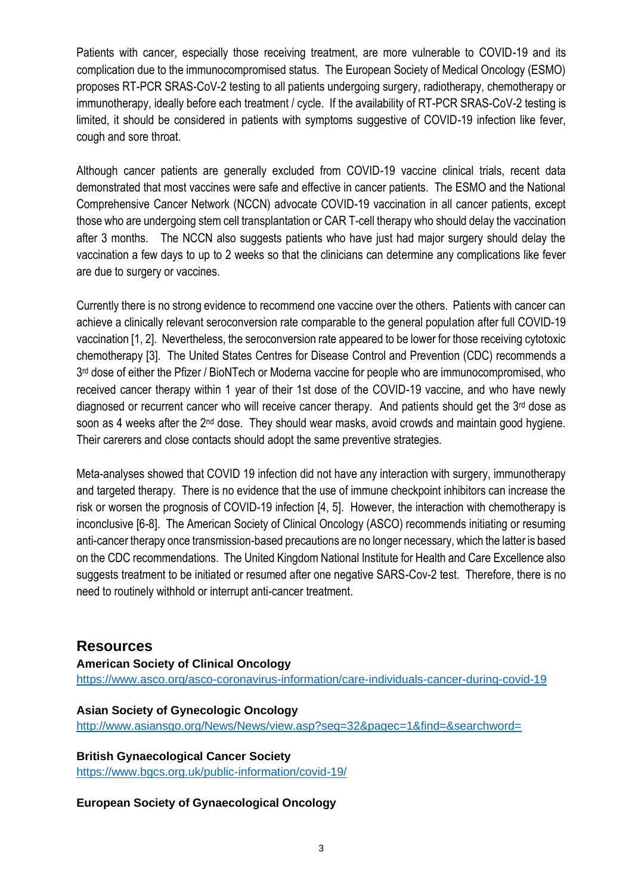Patients with cancer, especially those receiving treatment, are more vulnerable to COVID-19 and its complication due to the immunocompromised status. The European Society of Medical Oncology (ESMO) proposes RT-PCR SRAS-CoV-2 testing to all patients undergoing surgery, radiotherapy, chemotherapy or immunotherapy, ideally before each treatment / cycle. If the availability of RT-PCR SRAS-CoV-2 testing is limited, it should be considered in patients with symptoms suggestive of COVID-19 infection like fever, cough and sore throat.

Although cancer patients are generally excluded from COVID-19 vaccine clinical trials, recent data demonstrated that most vaccines were safe and effective in cancer patients. The ESMO and the National Comprehensive Cancer Network (NCCN) advocate COVID-19 vaccination in all cancer patients, except those who are undergoing stem cell transplantation or CAR T-cell therapy who should delay the vaccination after 3 months. The NCCN also suggests patients who have just had major surgery should delay the vaccination a few days to up to 2 weeks so that the clinicians can determine any complications like fever are due to surgery or vaccines.

Currently there is no strong evidence to recommend one vaccine over the others. Patients with cancer can achieve a clinically relevant seroconversion rate comparable to the general population after full COVID-19 vaccination [1, 2]. Nevertheless, the seroconversion rate appeared to be lower for those receiving cytotoxic chemotherapy [3]. The United States Centres for Disease Control and Prevention (CDC) recommends a 3rd dose of either the Pfizer / BioNTech or Moderna vaccine for people who are immunocompromised, who received cancer therapy within 1 year of their 1st dose of the COVID-19 vaccine, and who have newly diagnosed or recurrent cancer who will receive cancer therapy. And patients should get the 3rd dose as soon as 4 weeks after the 2nd dose. They should wear masks, avoid crowds and maintain good hygiene. Their carerers and close contacts should adopt the same preventive strategies.

Meta-analyses showed that COVID 19 infection did not have any interaction with surgery, immunotherapy and targeted therapy. There is no evidence that the use of immune checkpoint inhibitors can increase the risk or worsen the prognosis of COVID-19 infection [4, 5]. However, the interaction with chemotherapy is inconclusive [6-8]. The American Society of Clinical Oncology (ASCO) recommends initiating or resuming anti-cancer therapy once transmission-based precautions are no longer necessary, which the latter is based on the CDC recommendations. The United Kingdom National Institute for Health and Care Excellence also suggests treatment to be initiated or resumed after one negative SARS-Cov-2 test. Therefore, there is no need to routinely withhold or interrupt anti-cancer treatment.

## Resources

**American Society of Clinical Oncology**
https://www.asco.org/asco-coronavirus-information/care-individuals-cancer-during-covid-19

**Asian Society of Gynecologic Oncology**
http://www.asiansgo.org/News/News/view.asp?seq=32&pagec=1&find=&searchword=

**British Gynaecological Cancer Society**
https://www.bgcs.org.uk/public-information/covid-19/

**European Society of Gynaecological Oncology**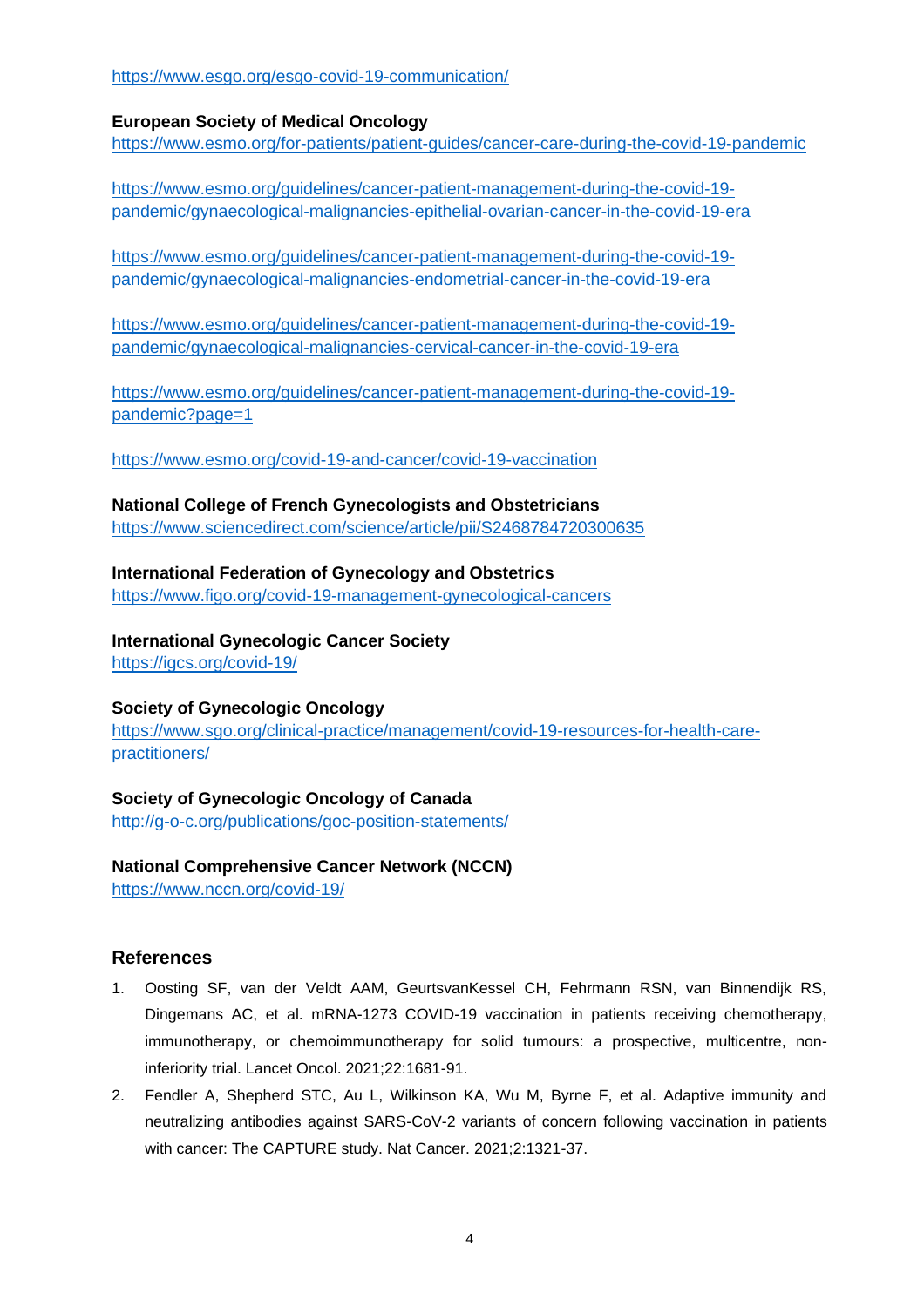https://www.esgo.org/esgo-covid-19-communication/

**European Society of Medical Oncology**
https://www.esmo.org/for-patients/patient-guides/cancer-care-during-the-covid-19-pandemic

https://www.esmo.org/guidelines/cancer-patient-management-during-the-covid-19-pandemic/gynaecological-malignancies-epithelial-ovarian-cancer-in-the-covid-19-era

https://www.esmo.org/guidelines/cancer-patient-management-during-the-covid-19-pandemic/gynaecological-malignancies-endometrial-cancer-in-the-covid-19-era

https://www.esmo.org/guidelines/cancer-patient-management-during-the-covid-19-pandemic/gynaecological-malignancies-cervical-cancer-in-the-covid-19-era

https://www.esmo.org/guidelines/cancer-patient-management-during-the-covid-19-pandemic?page=1

https://www.esmo.org/covid-19-and-cancer/covid-19-vaccination

**National College of French Gynecologists and Obstetricians**
https://www.sciencedirect.com/science/article/pii/S2468784720300635

**International Federation of Gynecology and Obstetrics**
https://www.figo.org/covid-19-management-gynecological-cancers

**International Gynecologic Cancer Society**
https://igcs.org/covid-19/

**Society of Gynecologic Oncology**
https://www.sgo.org/clinical-practice/management/covid-19-resources-for-health-care-practitioners/

**Society of Gynecologic Oncology of Canada**
http://g-o-c.org/publications/goc-position-statements/

**National Comprehensive Cancer Network (NCCN)**
https://www.nccn.org/covid-19/

## References

1. Oosting SF, van der Veldt AAM, GeurtsvanKessel CH, Fehrmann RSN, van Binnendijk RS, Dingemans AC, et al. mRNA-1273 COVID-19 vaccination in patients receiving chemotherapy, immunotherapy, or chemoimmunotherapy for solid tumours: a prospective, multicentre, non-inferiority trial. Lancet Oncol. 2021;22:1681-91.
2. Fendler A, Shepherd STC, Au L, Wilkinson KA, Wu M, Byrne F, et al. Adaptive immunity and neutralizing antibodies against SARS-CoV-2 variants of concern following vaccination in patients with cancer: The CAPTURE study. Nat Cancer. 2021;2:1321-37.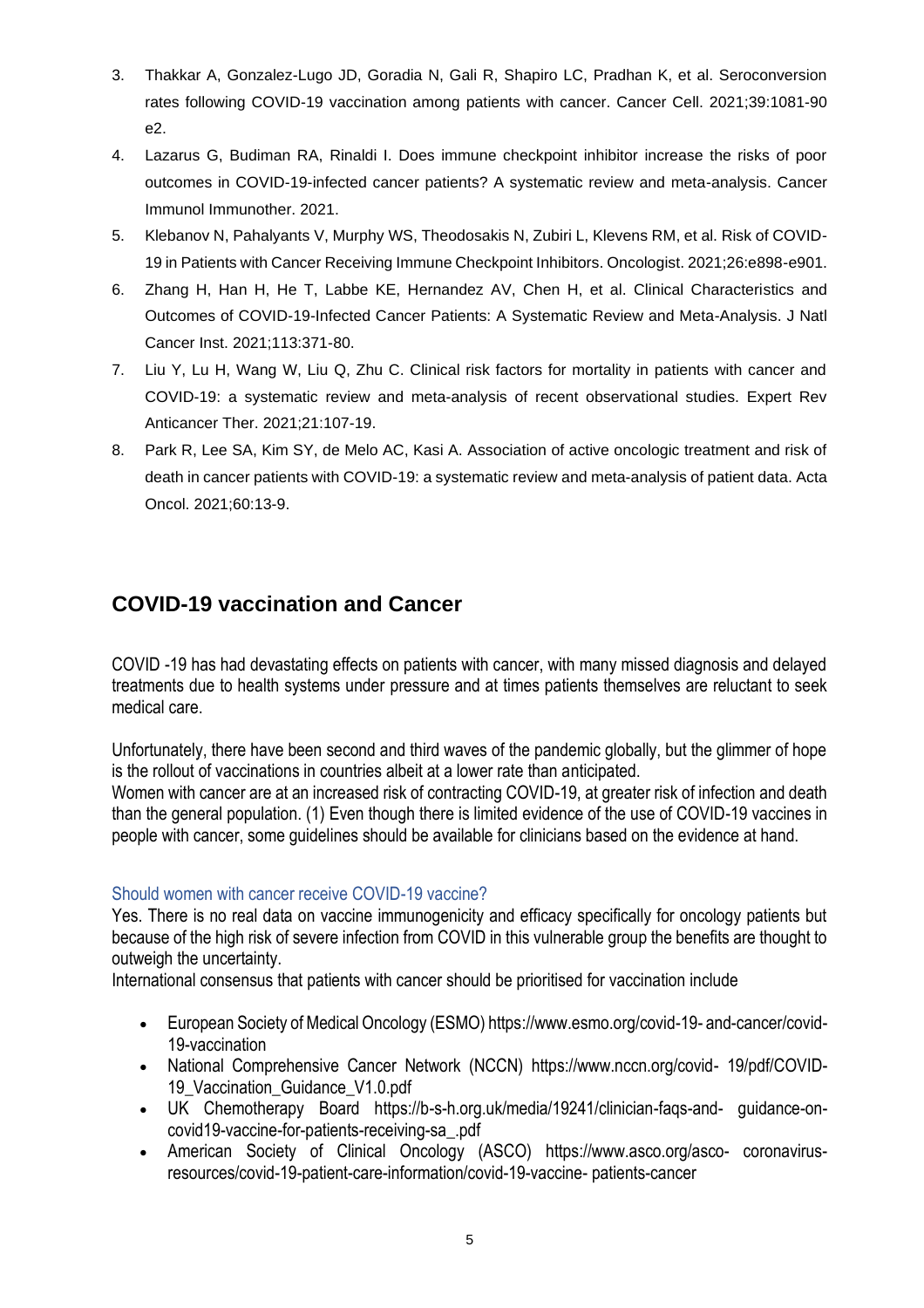3. Thakkar A, Gonzalez-Lugo JD, Goradia N, Gali R, Shapiro LC, Pradhan K, et al. Seroconversion rates following COVID-19 vaccination among patients with cancer. Cancer Cell. 2021;39:1081-90 e2.
4. Lazarus G, Budiman RA, Rinaldi I. Does immune checkpoint inhibitor increase the risks of poor outcomes in COVID-19-infected cancer patients? A systematic review and meta-analysis. Cancer Immunol Immunother. 2021.
5. Klebanov N, Pahalyants V, Murphy WS, Theodosakis N, Zubiri L, Klevens RM, et al. Risk of COVID-19 in Patients with Cancer Receiving Immune Checkpoint Inhibitors. Oncologist. 2021;26:e898-e901.
6. Zhang H, Han H, He T, Labbe KE, Hernandez AV, Chen H, et al. Clinical Characteristics and Outcomes of COVID-19-Infected Cancer Patients: A Systematic Review and Meta-Analysis. J Natl Cancer Inst. 2021;113:371-80.
7. Liu Y, Lu H, Wang W, Liu Q, Zhu C. Clinical risk factors for mortality in patients with cancer and COVID-19: a systematic review and meta-analysis of recent observational studies. Expert Rev Anticancer Ther. 2021;21:107-19.
8. Park R, Lee SA, Kim SY, de Melo AC, Kasi A. Association of active oncologic treatment and risk of death in cancer patients with COVID-19: a systematic review and meta-analysis of patient data. Acta Oncol. 2021;60:13-9.

## COVID-19 vaccination and Cancer

COVID -19 has had devastating effects on patients with cancer, with many missed diagnosis and delayed treatments due to health systems under pressure and at times patients themselves are reluctant to seek medical care.

Unfortunately, there have been second and third waves of the pandemic globally, but the glimmer of hope is the rollout of vaccinations in countries albeit at a lower rate than anticipated.
Women with cancer are at an increased risk of contracting COVID-19, at greater risk of infection and death than the general population. (1) Even though there is limited evidence of the use of COVID-19 vaccines in people with cancer, some guidelines should be available for clinicians based on the evidence at hand.

### Should women with cancer receive COVID-19 vaccine?

Yes. There is no real data on vaccine immunogenicity and efficacy specifically for oncology patients but because of the high risk of severe infection from COVID in this vulnerable group the benefits are thought to outweigh the uncertainty.
International consensus that patients with cancer should be prioritised for vaccination include

- European Society of Medical Oncology (ESMO) https://www.esmo.org/covid-19- and-cancer/covid-19-vaccination
- National Comprehensive Cancer Network (NCCN) https://www.nccn.org/covid- 19/pdf/COVID-19_Vaccination_Guidance_V1.0.pdf
- UK Chemotherapy Board https://b-s-h.org.uk/media/19241/clinician-faqs-and- guidance-on-covid19-vaccine-for-patients-receiving-sa_.pdf
- American Society of Clinical Oncology (ASCO) https://www.asco.org/asco- coronavirus-resources/covid-19-patient-care-information/covid-19-vaccine- patients-cancer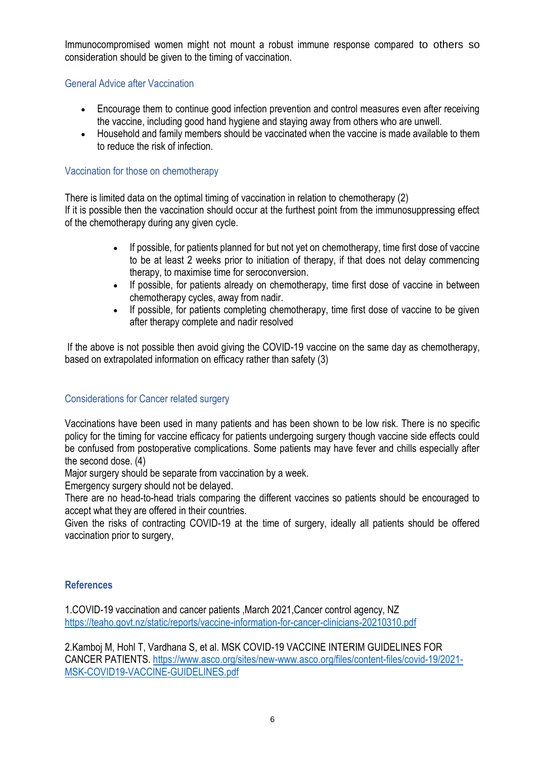Immunocompromised women might not mount a robust immune response compared to others so consideration should be given to the timing of vaccination.

## General Advice after Vaccination

- Encourage them to continue good infection prevention and control measures even after receiving the vaccine, including good hand hygiene and staying away from others who are unwell.
- Household and family members should be vaccinated when the vaccine is made available to them to reduce the risk of infection.

## Vaccination for those on chemotherapy

There is limited data on the optimal timing of vaccination in relation to chemotherapy (2)
If it is possible then the vaccination should occur at the furthest point from the immunosuppressing effect of the chemotherapy during any given cycle.

- If possible, for patients planned for but not yet on chemotherapy, time first dose of vaccine to be at least 2 weeks prior to initiation of therapy, if that does not delay commencing therapy, to maximise time for seroconversion.
- If possible, for patients already on chemotherapy, time first dose of vaccine in between chemotherapy cycles, away from nadir.
- If possible, for patients completing chemotherapy, time first dose of vaccine to be given after therapy complete and nadir resolved

If the above is not possible then avoid giving the COVID-19 vaccine on the same day as chemotherapy, based on extrapolated information on efficacy rather than safety (3)

## Considerations for Cancer related surgery

Vaccinations have been used in many patients and has been shown to be low risk. There is no specific policy for the timing for vaccine efficacy for patients undergoing surgery though vaccine side effects could be confused from postoperative complications. Some patients may have fever and chills especially after the second dose. (4)
Major surgery should be separate from vaccination by a week.
Emergency surgery should not be delayed.
There are no head-to-head trials comparing the different vaccines so patients should be encouraged to accept what they are offered in their countries.
Given the risks of contracting COVID-19 at the time of surgery, ideally all patients should be offered vaccination prior to surgery,

## References

1.COVID-19 vaccination and cancer patients ,March 2021,Cancer control agency, NZ https://teaho.govt.nz/static/reports/vaccine-information-for-cancer-clinicians-20210310.pdf

2.Kamboj M, Hohl T, Vardhana S, et al. MSK COVID-19 VACCINE INTERIM GUIDELINES FOR CANCER PATIENTS. https://www.asco.org/sites/new-www.asco.org/files/content-files/covid-19/2021-MSK-COVID19-VACCINE-GUIDELINES.pdf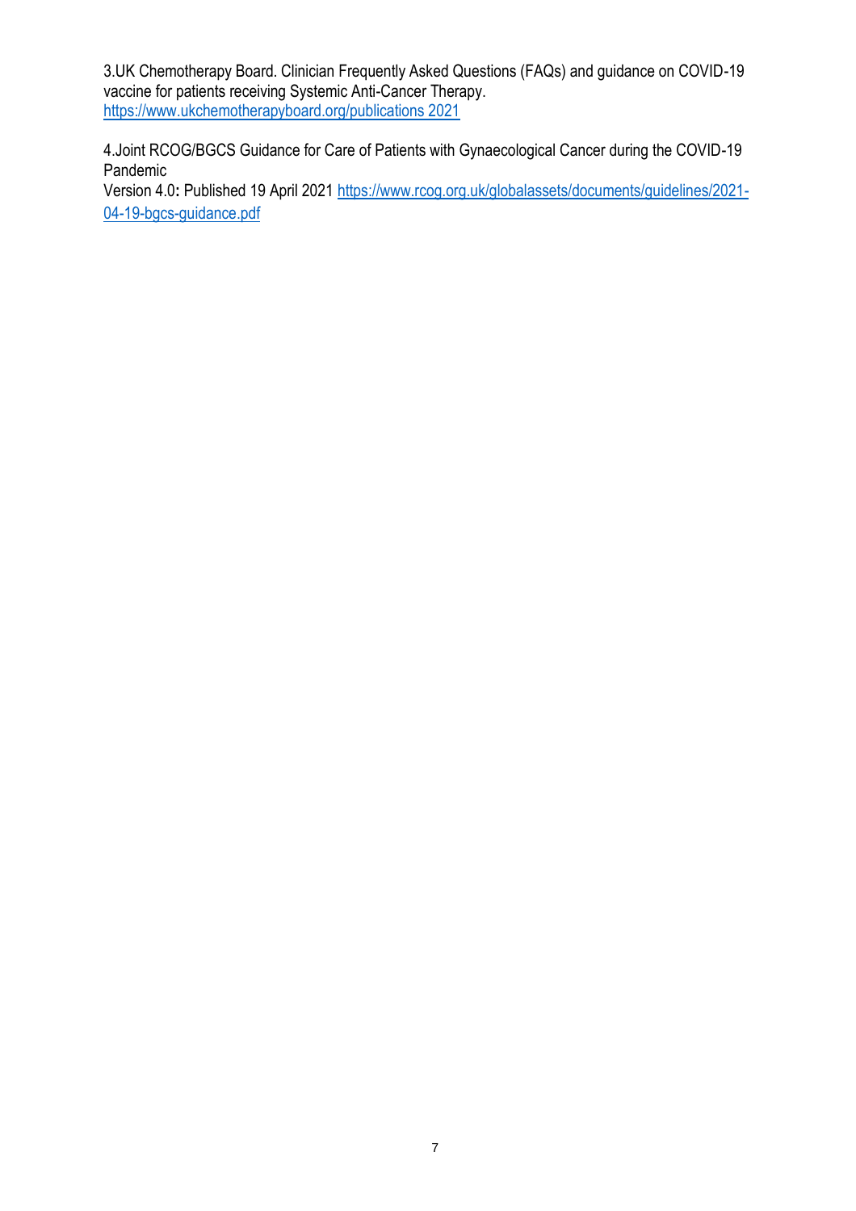3.UK Chemotherapy Board. Clinician Frequently Asked Questions (FAQs) and guidance on COVID-19 vaccine for patients receiving Systemic Anti-Cancer Therapy.
https://www.ukchemotherapyboard.org/publications 2021

4.Joint RCOG/BGCS Guidance for Care of Patients with Gynaecological Cancer during the COVID-19 Pandemic
Version 4.0: Published 19 April 2021 https://www.rcog.org.uk/globalassets/documents/guidelines/2021-04-19-bgcs-guidance.pdf